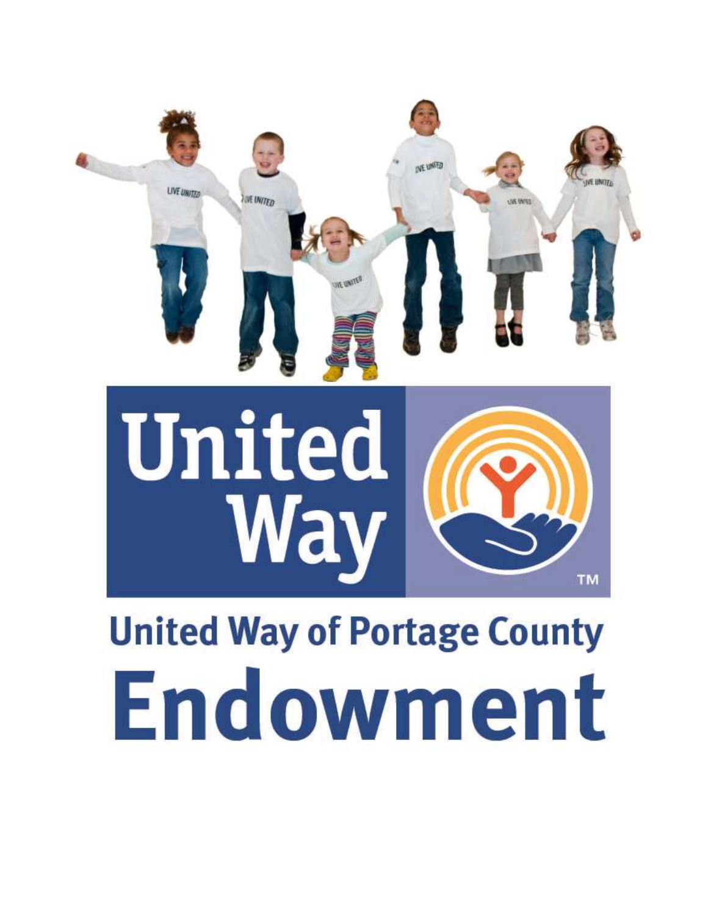# United Way of Portage County Endowment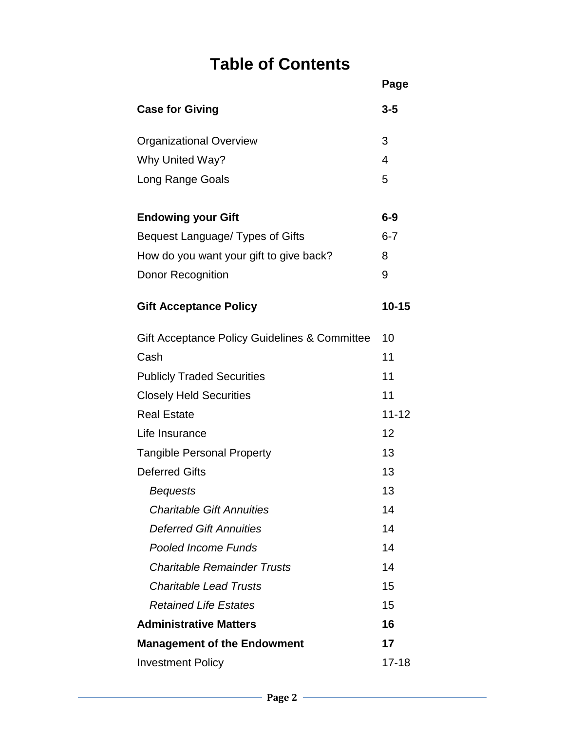# Table of Contents

| | Page |
|---|---|
| **Case for Giving** | **3-5** |
| Organizational Overview | 3 |
| Why United Way? | 4 |
| Long Range Goals | 5 |
| **Endowing your Gift** | **6-9** |
| Bequest Language/ Types of Gifts | 6-7 |
| How do you want your gift to give back? | 8 |
| Donor Recognition | 9 |
| **Gift Acceptance Policy** | **10-15** |
| Gift Acceptance Policy Guidelines & Committee | 10 |
| Cash | 11 |
| Publicly Traded Securities | 11 |
| Closely Held Securities | 11 |
| Real Estate | 11-12 |
| Life Insurance | 12 |
| Tangible Personal Property | 13 |
| Deferred Gifts | 13 |
| *Bequests* | 13 |
| *Charitable Gift Annuities* | 14 |
| *Deferred Gift Annuities* | 14 |
| *Pooled Income Funds* | 14 |
| *Charitable Remainder Trusts* | 14 |
| *Charitable Lead Trusts* | 15 |
| *Retained Life Estates* | 15 |
| **Administrative Matters** | **16** |
| **Management of the Endowment** | **17** |
| Investment Policy | 17-18 |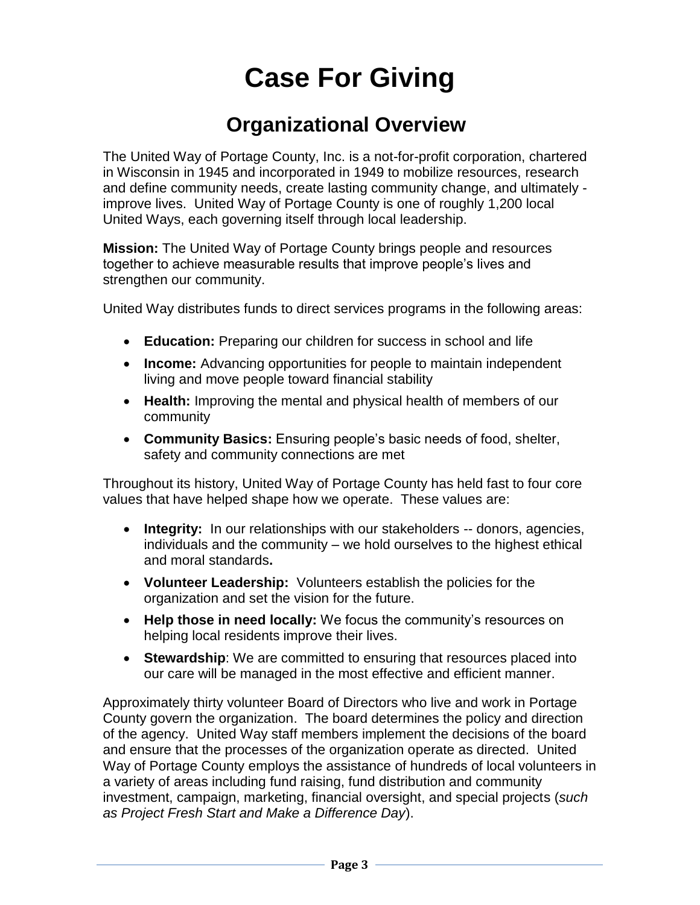# Case For Giving

## Organizational Overview

The United Way of Portage County, Inc. is a not-for-profit corporation, chartered in Wisconsin in 1945 and incorporated in 1949 to mobilize resources, research and define community needs, create lasting community change, and ultimately - improve lives. United Way of Portage County is one of roughly 1,200 local United Ways, each governing itself through local leadership.

**Mission:** The United Way of Portage County brings people and resources together to achieve measurable results that improve people's lives and strengthen our community.

United Way distributes funds to direct services programs in the following areas:

- **Education:** Preparing our children for success in school and life
- **Income:** Advancing opportunities for people to maintain independent living and move people toward financial stability
- **Health:** Improving the mental and physical health of members of our community
- **Community Basics:** Ensuring people's basic needs of food, shelter, safety and community connections are met

Throughout its history, United Way of Portage County has held fast to four core values that have helped shape how we operate. These values are:

- **Integrity:** In our relationships with our stakeholders -- donors, agencies, individuals and the community – we hold ourselves to the highest ethical and moral standards**.**
- **Volunteer Leadership:** Volunteers establish the policies for the organization and set the vision for the future.
- **Help those in need locally:** We focus the community's resources on helping local residents improve their lives.
- **Stewardship**: We are committed to ensuring that resources placed into our care will be managed in the most effective and efficient manner.

Approximately thirty volunteer Board of Directors who live and work in Portage County govern the organization. The board determines the policy and direction of the agency. United Way staff members implement the decisions of the board and ensure that the processes of the organization operate as directed. United Way of Portage County employs the assistance of hundreds of local volunteers in a variety of areas including fund raising, fund distribution and community investment, campaign, marketing, financial oversight, and special projects (*such as Project Fresh Start and Make a Difference Day*).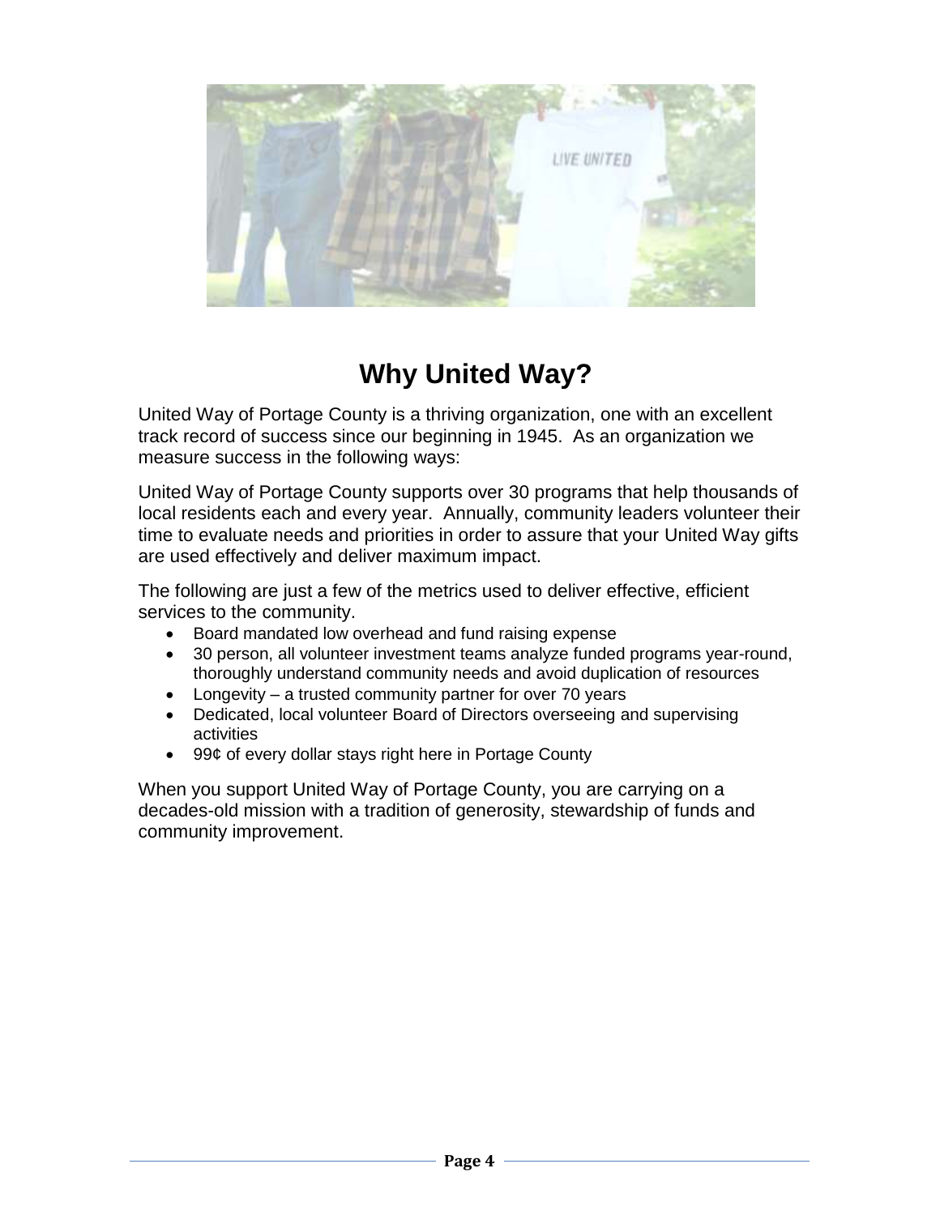# Why United Way?

United Way of Portage County is a thriving organization, one with an excellent track record of success since our beginning in 1945. As an organization we measure success in the following ways:

United Way of Portage County supports over 30 programs that help thousands of local residents each and every year. Annually, community leaders volunteer their time to evaluate needs and priorities in order to assure that your United Way gifts are used effectively and deliver maximum impact.

The following are just a few of the metrics used to deliver effective, efficient services to the community.

- Board mandated low overhead and fund raising expense
- 30 person, all volunteer investment teams analyze funded programs year-round, thoroughly understand community needs and avoid duplication of resources
- Longevity – a trusted community partner for over 70 years
- Dedicated, local volunteer Board of Directors overseeing and supervising activities
- 99¢ of every dollar stays right here in Portage County

When you support United Way of Portage County, you are carrying on a decades-old mission with a tradition of generosity, stewardship of funds and community improvement.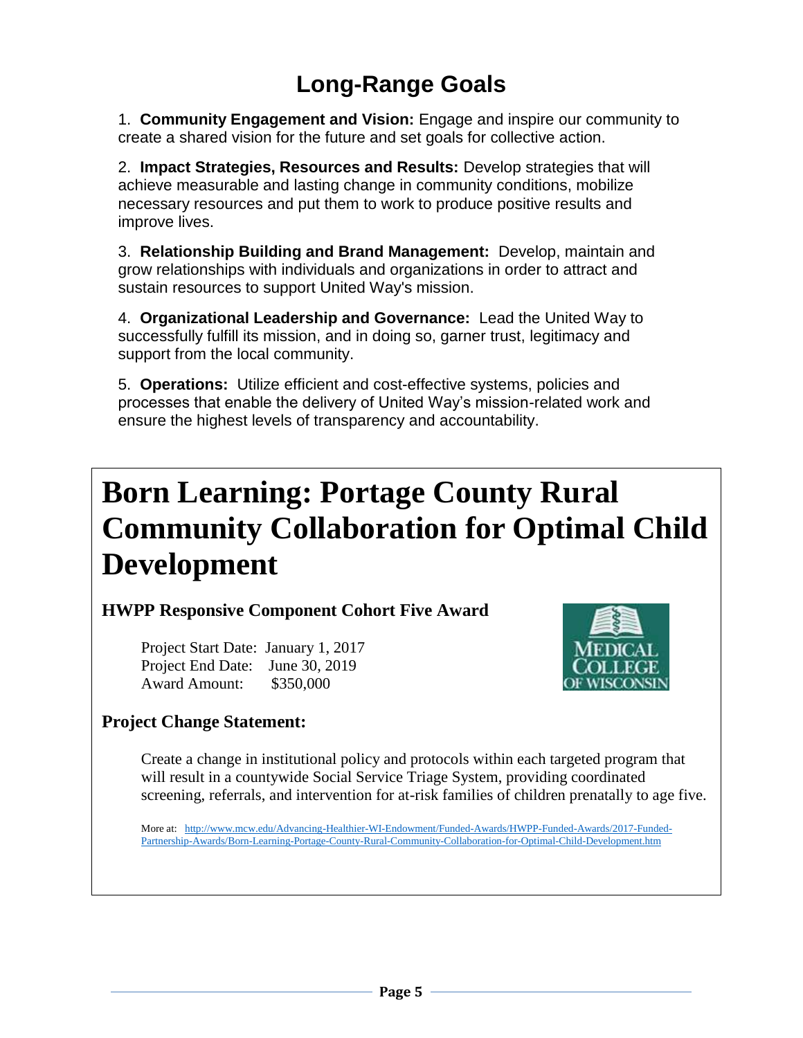# Long-Range Goals

1. **Community Engagement and Vision:** Engage and inspire our community to create a shared vision for the future and set goals for collective action.

2. **Impact Strategies, Resources and Results:** Develop strategies that will achieve measurable and lasting change in community conditions, mobilize necessary resources and put them to work to produce positive results and improve lives.

3. **Relationship Building and Brand Management:** Develop, maintain and grow relationships with individuals and organizations in order to attract and sustain resources to support United Way's mission.

4. **Organizational Leadership and Governance:** Lead the United Way to successfully fulfill its mission, and in doing so, garner trust, legitimacy and support from the local community.

5. **Operations:** Utilize efficient and cost-effective systems, policies and processes that enable the delivery of United Way's mission-related work and ensure the highest levels of transparency and accountability.

# Born Learning: Portage County Rural Community Collaboration for Optimal Child Development

### HWPP Responsive Component Cohort Five Award

Project Start Date: January 1, 2017
Project End Date: June 30, 2019
Award Amount: $350,000

MEDICAL COLLEGE OF WISCONSIN

### Project Change Statement:

Create a change in institutional policy and protocols within each targeted program that will result in a countywide Social Service Triage System, providing coordinated screening, referrals, and intervention for at-risk families of children prenatally to age five.

More at: [http://www.mcw.edu/Advancing-Healthier-WI-Endowment/Funded-Awards/HWPP-Funded-Awards/2017-Funded-Partnership-Awards/Born-Learning-Portage-County-Rural-Community-Collaboration-for-Optimal-Child-Development.htm](http://www.mcw.edu/Advancing-Healthier-WI-Endowment/Funded-Awards/HWPP-Funded-Awards/2017-Funded-Partnership-Awards/Born-Learning-Portage-County-Rural-Community-Collaboration-for-Optimal-Child-Development.htm)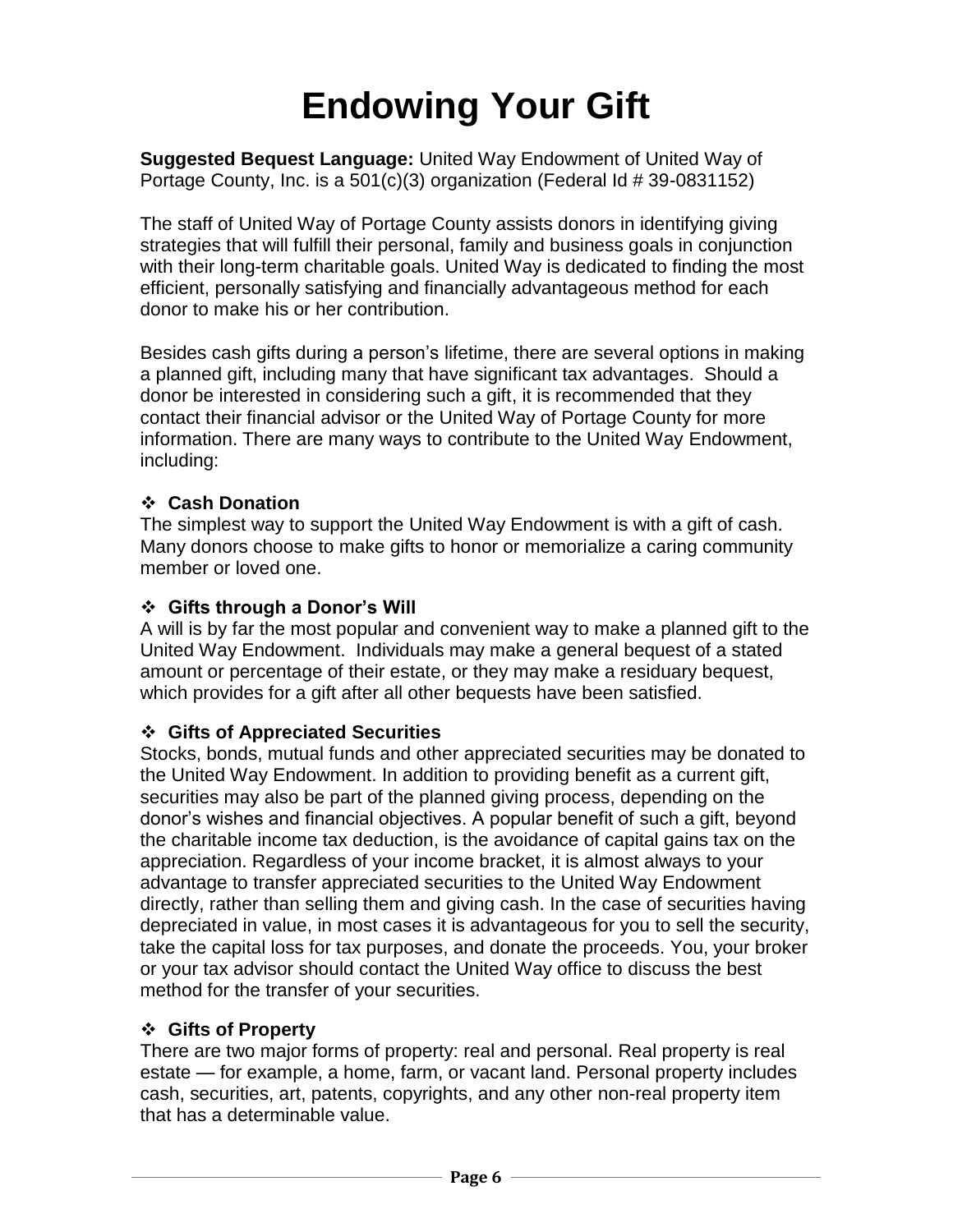# Endowing Your Gift

**Suggested Bequest Language:** United Way Endowment of United Way of Portage County, Inc. is a 501(c)(3) organization (Federal Id # 39-0831152)

The staff of United Way of Portage County assists donors in identifying giving strategies that will fulfill their personal, family and business goals in conjunction with their long-term charitable goals. United Way is dedicated to finding the most efficient, personally satisfying and financially advantageous method for each donor to make his or her contribution.

Besides cash gifts during a person's lifetime, there are several options in making a planned gift, including many that have significant tax advantages. Should a donor be interested in considering such a gift, it is recommended that they contact their financial advisor or the United Way of Portage County for more information. There are many ways to contribute to the United Way Endowment, including:

- **Cash Donation**

The simplest way to support the United Way Endowment is with a gift of cash. Many donors choose to make gifts to honor or memorialize a caring community member or loved one.

- **Gifts through a Donor's Will**

A will is by far the most popular and convenient way to make a planned gift to the United Way Endowment. Individuals may make a general bequest of a stated amount or percentage of their estate, or they may make a residuary bequest, which provides for a gift after all other bequests have been satisfied.

- **Gifts of Appreciated Securities**

Stocks, bonds, mutual funds and other appreciated securities may be donated to the United Way Endowment. In addition to providing benefit as a current gift, securities may also be part of the planned giving process, depending on the donor's wishes and financial objectives. A popular benefit of such a gift, beyond the charitable income tax deduction, is the avoidance of capital gains tax on the appreciation. Regardless of your income bracket, it is almost always to your advantage to transfer appreciated securities to the United Way Endowment directly, rather than selling them and giving cash. In the case of securities having depreciated in value, in most cases it is advantageous for you to sell the security, take the capital loss for tax purposes, and donate the proceeds. You, your broker or your tax advisor should contact the United Way office to discuss the best method for the transfer of your securities.

- **Gifts of Property**

There are two major forms of property: real and personal. Real property is real estate — for example, a home, farm, or vacant land. Personal property includes cash, securities, art, patents, copyrights, and any other non-real property item that has a determinable value.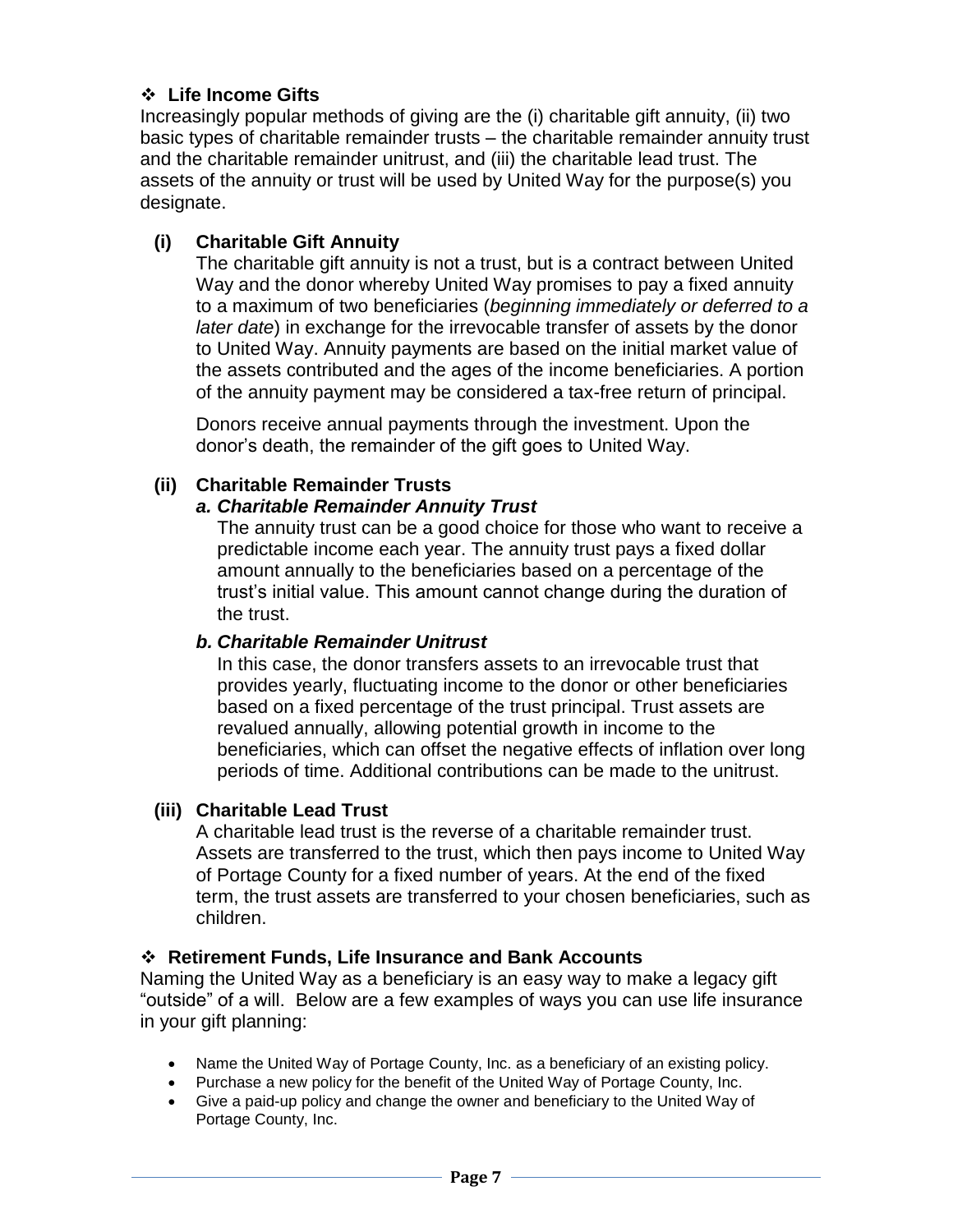## ❖ Life Income Gifts

Increasingly popular methods of giving are the (i) charitable gift annuity, (ii) two basic types of charitable remainder trusts – the charitable remainder annuity trust and the charitable remainder unitrust, and (iii) the charitable lead trust. The assets of the annuity or trust will be used by United Way for the purpose(s) you designate.

### (i) Charitable Gift Annuity

The charitable gift annuity is not a trust, but is a contract between United Way and the donor whereby United Way promises to pay a fixed annuity to a maximum of two beneficiaries (*beginning immediately or deferred to a later date*) in exchange for the irrevocable transfer of assets by the donor to United Way. Annuity payments are based on the initial market value of the assets contributed and the ages of the income beneficiaries. A portion of the annuity payment may be considered a tax-free return of principal.

Donors receive annual payments through the investment. Upon the donor's death, the remainder of the gift goes to United Way.

### (ii) Charitable Remainder Trusts

#### *a. Charitable Remainder Annuity Trust*

The annuity trust can be a good choice for those who want to receive a predictable income each year. The annuity trust pays a fixed dollar amount annually to the beneficiaries based on a percentage of the trust's initial value. This amount cannot change during the duration of the trust.

#### *b. Charitable Remainder Unitrust*

In this case, the donor transfers assets to an irrevocable trust that provides yearly, fluctuating income to the donor or other beneficiaries based on a fixed percentage of the trust principal. Trust assets are revalued annually, allowing potential growth in income to the beneficiaries, which can offset the negative effects of inflation over long periods of time. Additional contributions can be made to the unitrust.

### (iii) Charitable Lead Trust

A charitable lead trust is the reverse of a charitable remainder trust. Assets are transferred to the trust, which then pays income to United Way of Portage County for a fixed number of years. At the end of the fixed term, the trust assets are transferred to your chosen beneficiaries, such as children.

## ❖ Retirement Funds, Life Insurance and Bank Accounts

Naming the United Way as a beneficiary is an easy way to make a legacy gift "outside" of a will. Below are a few examples of ways you can use life insurance in your gift planning:

- Name the United Way of Portage County, Inc. as a beneficiary of an existing policy.
- Purchase a new policy for the benefit of the United Way of Portage County, Inc.
- Give a paid-up policy and change the owner and beneficiary to the United Way of Portage County, Inc.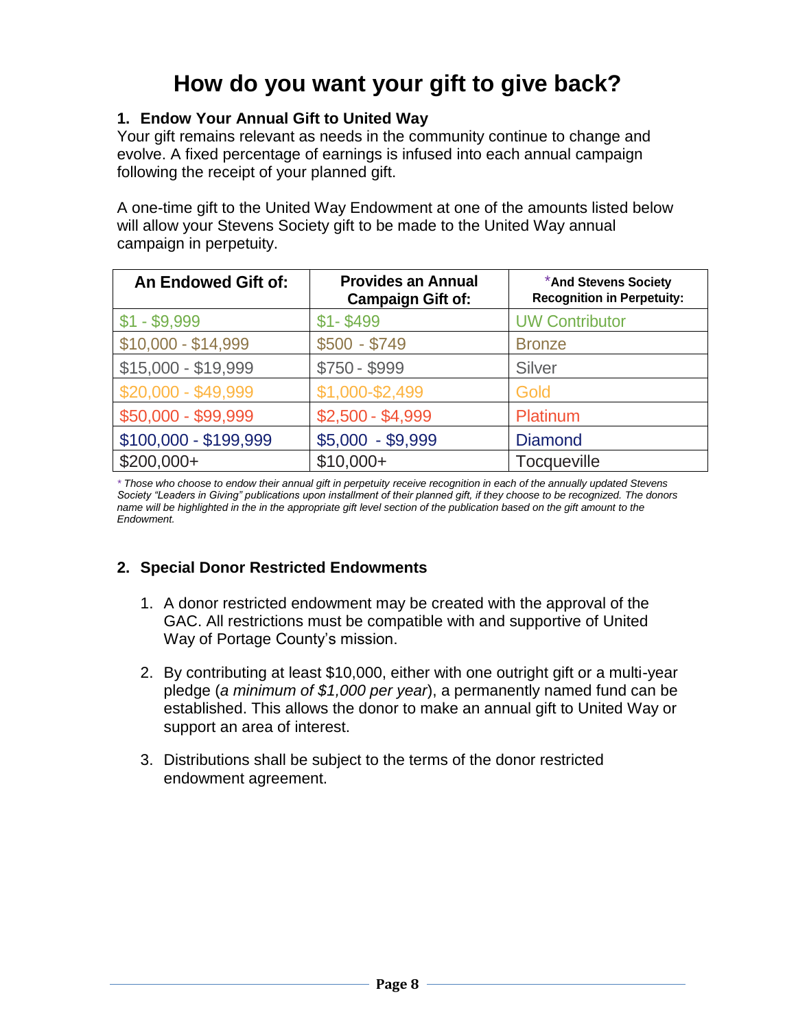# How do you want your gift to give back?

### 1. Endow Your Annual Gift to United Way

Your gift remains relevant as needs in the community continue to change and evolve. A fixed percentage of earnings is infused into each annual campaign following the receipt of your planned gift.

A one-time gift to the United Way Endowment at one of the amounts listed below will allow your Stevens Society gift to be made to the United Way annual campaign in perpetuity.

| An Endowed Gift of: | Provides an Annual Campaign Gift of: | *And Stevens Society Recognition in Perpetuity: |
|---|---|---|
| $1 - $9,999 | $1- $499 | UW Contributor |
| $10,000 - $14,999 | $500 - $749 | Bronze |
| $15,000 - $19,999 | $750 - $999 | Silver |
| $20,000 - $49,999 | $1,000-$2,499 | Gold |
| $50,000 - $99,999 | $2,500 - $4,999 | Platinum |
| $100,000 - $199,999 | $5,000 - $9,999 | Diamond |
| $200,000+ | $10,000+ | Tocqueville |

*\* Those who choose to endow their annual gift in perpetuity receive recognition in each of the annually updated Stevens Society "Leaders in Giving" publications upon installment of their planned gift, if they choose to be recognized. The donors name will be highlighted in the in the appropriate gift level section of the publication based on the gift amount to the Endowment.*

### 2. Special Donor Restricted Endowments

1. A donor restricted endowment may be created with the approval of the GAC. All restrictions must be compatible with and supportive of United Way of Portage County's mission.
2. By contributing at least $10,000, either with one outright gift or a multi-year pledge (*a minimum of $1,000 per year*), a permanently named fund can be established. This allows the donor to make an annual gift to United Way or support an area of interest.
3. Distributions shall be subject to the terms of the donor restricted endowment agreement.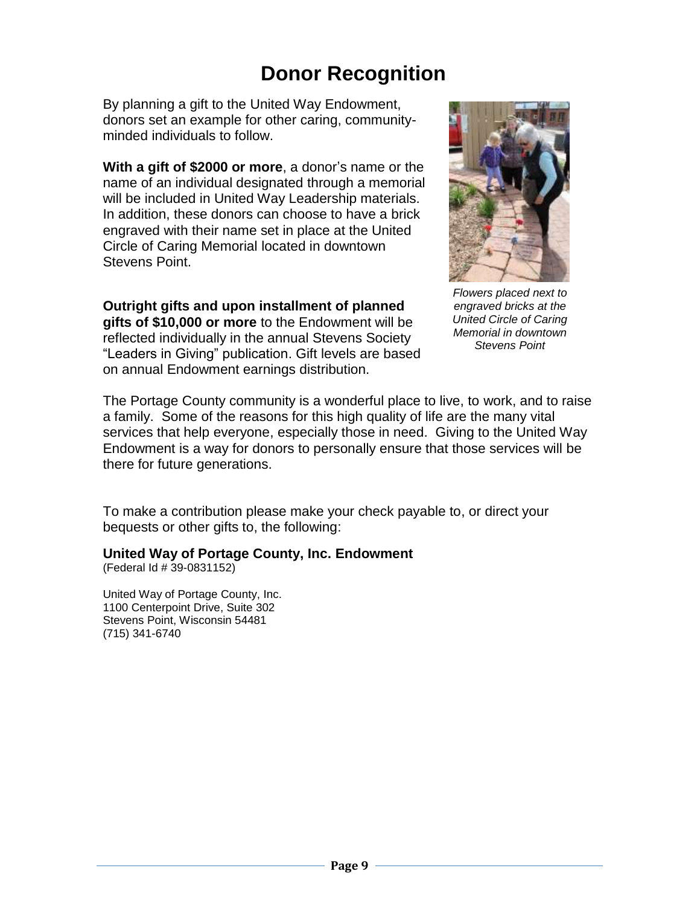# Donor Recognition

By planning a gift to the United Way Endowment, donors set an example for other caring, community-minded individuals to follow.

**With a gift of $2000 or more**, a donor's name or the name of an individual designated through a memorial will be included in United Way Leadership materials. In addition, these donors can choose to have a brick engraved with their name set in place at the United Circle of Caring Memorial located in downtown Stevens Point.

*Flowers placed next to engraved bricks at the United Circle of Caring Memorial in downtown Stevens Point*

**Outright gifts and upon installment of planned gifts of $10,000 or more** to the Endowment will be reflected individually in the annual Stevens Society "Leaders in Giving" publication. Gift levels are based on annual Endowment earnings distribution.

The Portage County community is a wonderful place to live, to work, and to raise a family. Some of the reasons for this high quality of life are the many vital services that help everyone, especially those in need. Giving to the United Way Endowment is a way for donors to personally ensure that those services will be there for future generations.

To make a contribution please make your check payable to, or direct your bequests or other gifts to, the following:

**United Way of Portage County, Inc. Endowment**
(Federal Id # 39-0831152)

United Way of Portage County, Inc.
1100 Centerpoint Drive, Suite 302
Stevens Point, Wisconsin 54481
(715) 341-6740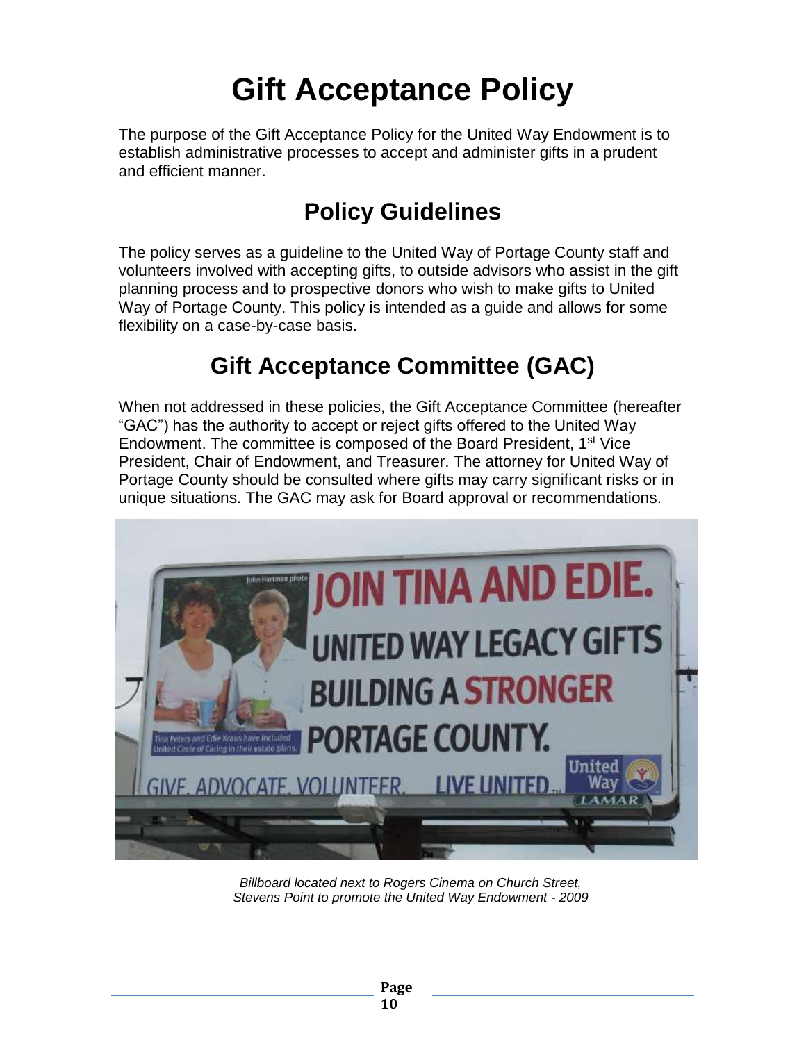# Gift Acceptance Policy

The purpose of the Gift Acceptance Policy for the United Way Endowment is to establish administrative processes to accept and administer gifts in a prudent and efficient manner.

## Policy Guidelines

The policy serves as a guideline to the United Way of Portage County staff and volunteers involved with accepting gifts, to outside advisors who assist in the gift planning process and to prospective donors who wish to make gifts to United Way of Portage County. This policy is intended as a guide and allows for some flexibility on a case-by-case basis.

## Gift Acceptance Committee (GAC)

When not addressed in these policies, the Gift Acceptance Committee (hereafter "GAC") has the authority to accept or reject gifts offered to the United Way Endowment. The committee is composed of the Board President, 1st Vice President, Chair of Endowment, and Treasurer. The attorney for United Way of Portage County should be consulted where gifts may carry significant risks or in unique situations. The GAC may ask for Board approval or recommendations.

*Billboard located next to Rogers Cinema on Church Street, Stevens Point to promote the United Way Endowment - 2009*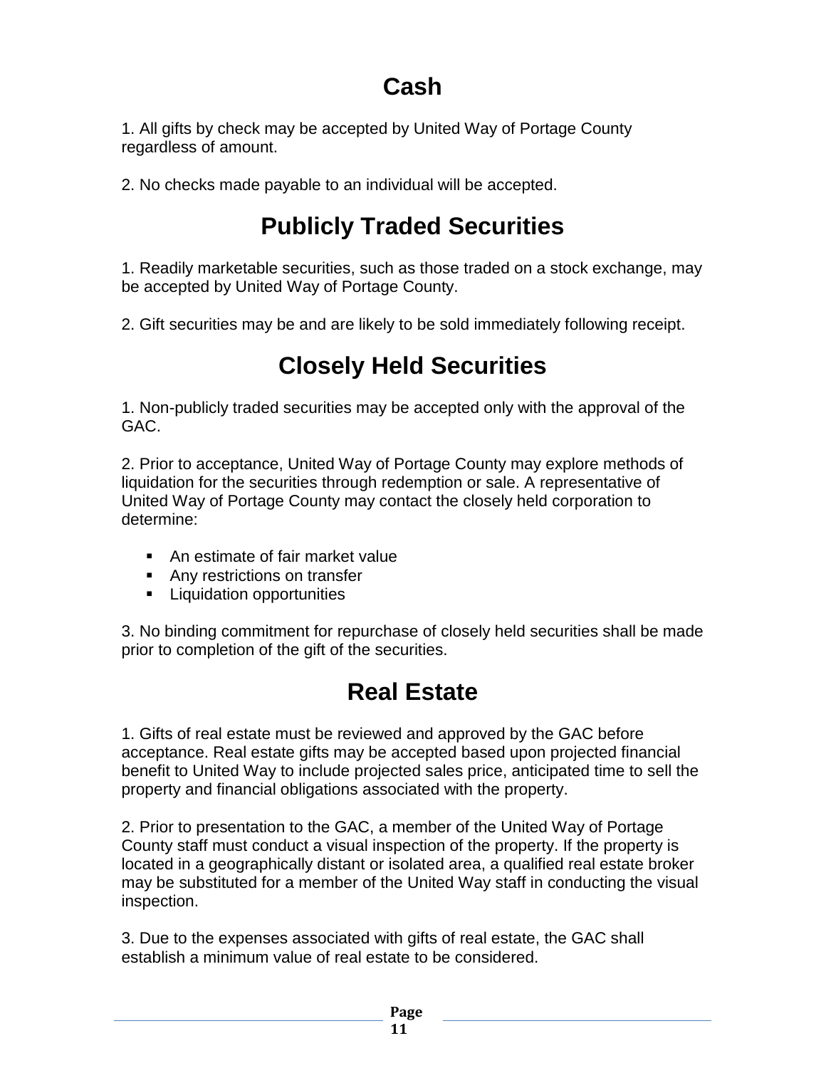# Cash

1. All gifts by check may be accepted by United Way of Portage County regardless of amount.

2. No checks made payable to an individual will be accepted.

# Publicly Traded Securities

1. Readily marketable securities, such as those traded on a stock exchange, may be accepted by United Way of Portage County.

2. Gift securities may be and are likely to be sold immediately following receipt.

# Closely Held Securities

1. Non-publicly traded securities may be accepted only with the approval of the GAC.

2. Prior to acceptance, United Way of Portage County may explore methods of liquidation for the securities through redemption or sale. A representative of United Way of Portage County may contact the closely held corporation to determine:

- An estimate of fair market value
- Any restrictions on transfer
- Liquidation opportunities

3. No binding commitment for repurchase of closely held securities shall be made prior to completion of the gift of the securities.

# Real Estate

1. Gifts of real estate must be reviewed and approved by the GAC before acceptance. Real estate gifts may be accepted based upon projected financial benefit to United Way to include projected sales price, anticipated time to sell the property and financial obligations associated with the property.

2. Prior to presentation to the GAC, a member of the United Way of Portage County staff must conduct a visual inspection of the property. If the property is located in a geographically distant or isolated area, a qualified real estate broker may be substituted for a member of the United Way staff in conducting the visual inspection.

3. Due to the expenses associated with gifts of real estate, the GAC shall establish a minimum value of real estate to be considered.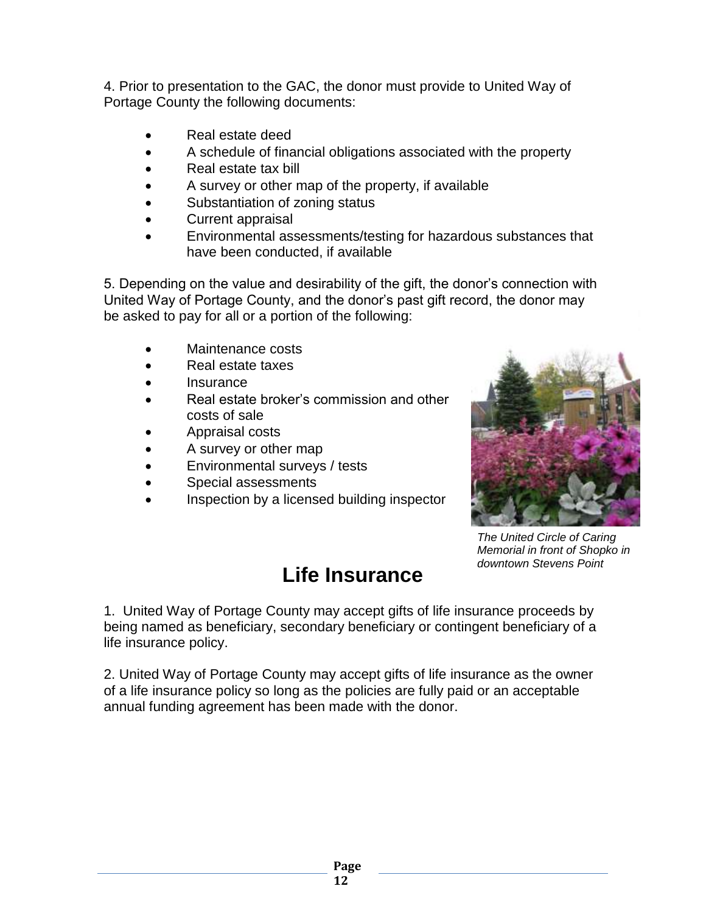4. Prior to presentation to the GAC, the donor must provide to United Way of Portage County the following documents:

- Real estate deed
- A schedule of financial obligations associated with the property
- Real estate tax bill
- A survey or other map of the property, if available
- Substantiation of zoning status
- Current appraisal
- Environmental assessments/testing for hazardous substances that have been conducted, if available

5. Depending on the value and desirability of the gift, the donor's connection with United Way of Portage County, and the donor's past gift record, the donor may be asked to pay for all or a portion of the following:

- Maintenance costs
- Real estate taxes
- Insurance
- Real estate broker's commission and other costs of sale
- Appraisal costs
- A survey or other map
- Environmental surveys / tests
- Special assessments
- Inspection by a licensed building inspector

*The United Circle of Caring Memorial in front of Shopko in downtown Stevens Point*

# Life Insurance

1. United Way of Portage County may accept gifts of life insurance proceeds by being named as beneficiary, secondary beneficiary or contingent beneficiary of a life insurance policy.

2. United Way of Portage County may accept gifts of life insurance as the owner of a life insurance policy so long as the policies are fully paid or an acceptable annual funding agreement has been made with the donor.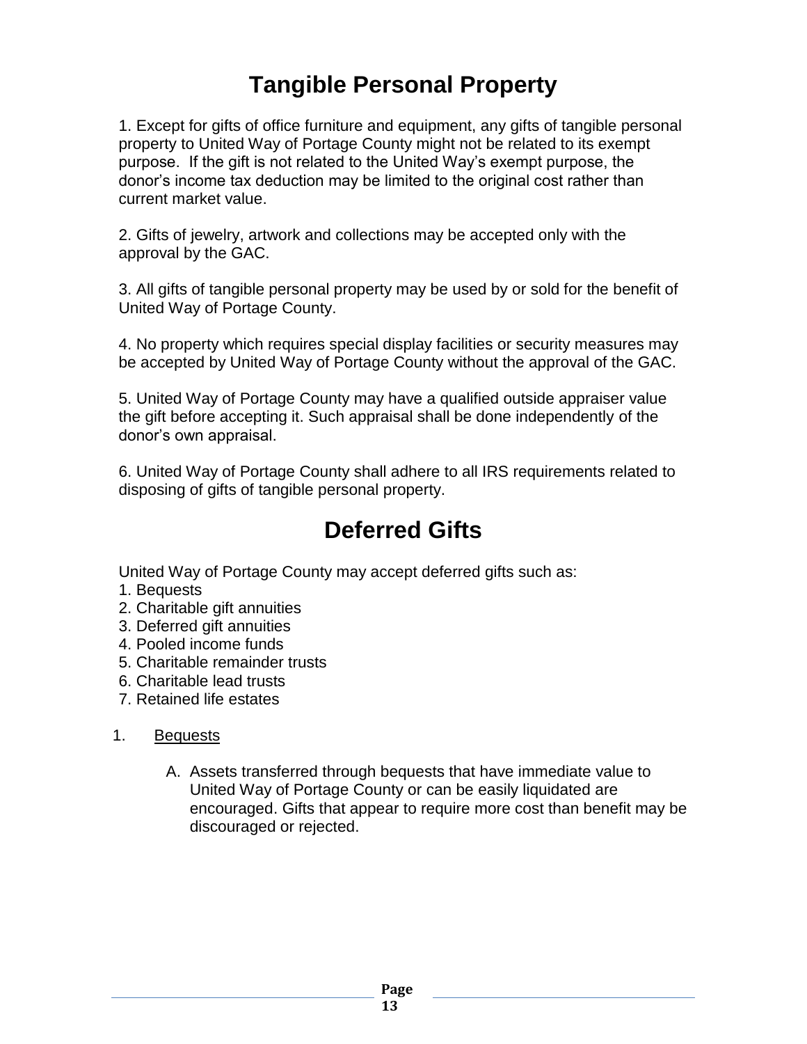# Tangible Personal Property

1. Except for gifts of office furniture and equipment, any gifts of tangible personal property to United Way of Portage County might not be related to its exempt purpose. If the gift is not related to the United Way's exempt purpose, the donor's income tax deduction may be limited to the original cost rather than current market value.

2. Gifts of jewelry, artwork and collections may be accepted only with the approval by the GAC.

3. All gifts of tangible personal property may be used by or sold for the benefit of United Way of Portage County.

4. No property which requires special display facilities or security measures may be accepted by United Way of Portage County without the approval of the GAC.

5. United Way of Portage County may have a qualified outside appraiser value the gift before accepting it. Such appraisal shall be done independently of the donor's own appraisal.

6. United Way of Portage County shall adhere to all IRS requirements related to disposing of gifts of tangible personal property.

# Deferred Gifts

United Way of Portage County may accept deferred gifts such as:

1. Bequests
2. Charitable gift annuities
3. Deferred gift annuities
4. Pooled income funds
5. Charitable remainder trusts
6. Charitable lead trusts
7. Retained life estates

1. <u>Bequests</u>

   A. Assets transferred through bequests that have immediate value to United Way of Portage County or can be easily liquidated are encouraged. Gifts that appear to require more cost than benefit may be discouraged or rejected.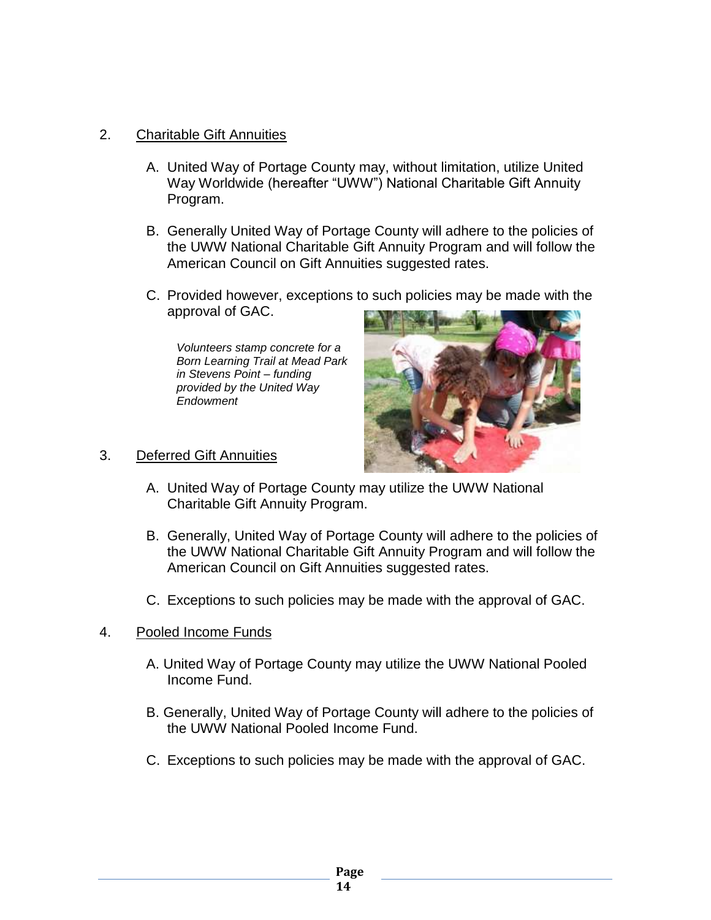2. Charitable Gift Annuities

   A. United Way of Portage County may, without limitation, utilize United Way Worldwide (hereafter "UWW") National Charitable Gift Annuity Program.

   B. Generally United Way of Portage County will adhere to the policies of the UWW National Charitable Gift Annuity Program and will follow the American Council on Gift Annuities suggested rates.

   C. Provided however, exceptions to such policies may be made with the approval of GAC.

*Volunteers stamp concrete for a Born Learning Trail at Mead Park in Stevens Point – funding provided by the United Way Endowment*

3. Deferred Gift Annuities

   A. United Way of Portage County may utilize the UWW National Charitable Gift Annuity Program.

   B. Generally, United Way of Portage County will adhere to the policies of the UWW National Charitable Gift Annuity Program and will follow the American Council on Gift Annuities suggested rates.

   C. Exceptions to such policies may be made with the approval of GAC.

4. Pooled Income Funds

   A. United Way of Portage County may utilize the UWW National Pooled Income Fund.

   B. Generally, United Way of Portage County will adhere to the policies of the UWW National Pooled Income Fund.

   C. Exceptions to such policies may be made with the approval of GAC.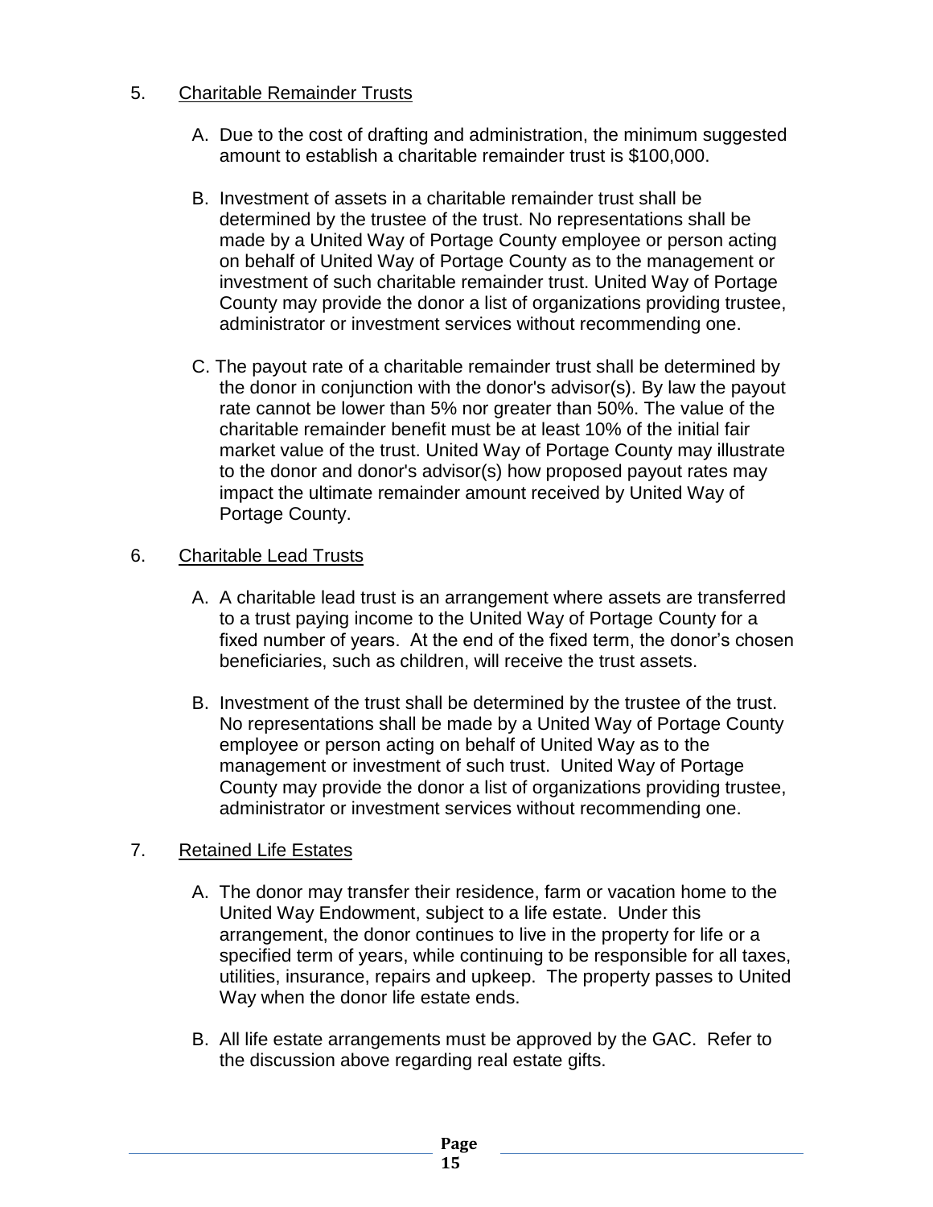5. <u>Charitable Remainder Trusts</u>

   A. Due to the cost of drafting and administration, the minimum suggested amount to establish a charitable remainder trust is $100,000.

   B. Investment of assets in a charitable remainder trust shall be determined by the trustee of the trust. No representations shall be made by a United Way of Portage County employee or person acting on behalf of United Way of Portage County as to the management or investment of such charitable remainder trust. United Way of Portage County may provide the donor a list of organizations providing trustee, administrator or investment services without recommending one.

   C. The payout rate of a charitable remainder trust shall be determined by the donor in conjunction with the donor's advisor(s). By law the payout rate cannot be lower than 5% nor greater than 50%. The value of the charitable remainder benefit must be at least 10% of the initial fair market value of the trust. United Way of Portage County may illustrate to the donor and donor's advisor(s) how proposed payout rates may impact the ultimate remainder amount received by United Way of Portage County.

6. <u>Charitable Lead Trusts</u>

   A. A charitable lead trust is an arrangement where assets are transferred to a trust paying income to the United Way of Portage County for a fixed number of years. At the end of the fixed term, the donor's chosen beneficiaries, such as children, will receive the trust assets.

   B. Investment of the trust shall be determined by the trustee of the trust. No representations shall be made by a United Way of Portage County employee or person acting on behalf of United Way as to the management or investment of such trust. United Way of Portage County may provide the donor a list of organizations providing trustee, administrator or investment services without recommending one.

7. <u>Retained Life Estates</u>

   A. The donor may transfer their residence, farm or vacation home to the United Way Endowment, subject to a life estate. Under this arrangement, the donor continues to live in the property for life or a specified term of years, while continuing to be responsible for all taxes, utilities, insurance, repairs and upkeep. The property passes to United Way when the donor life estate ends.

   B. All life estate arrangements must be approved by the GAC. Refer to the discussion above regarding real estate gifts.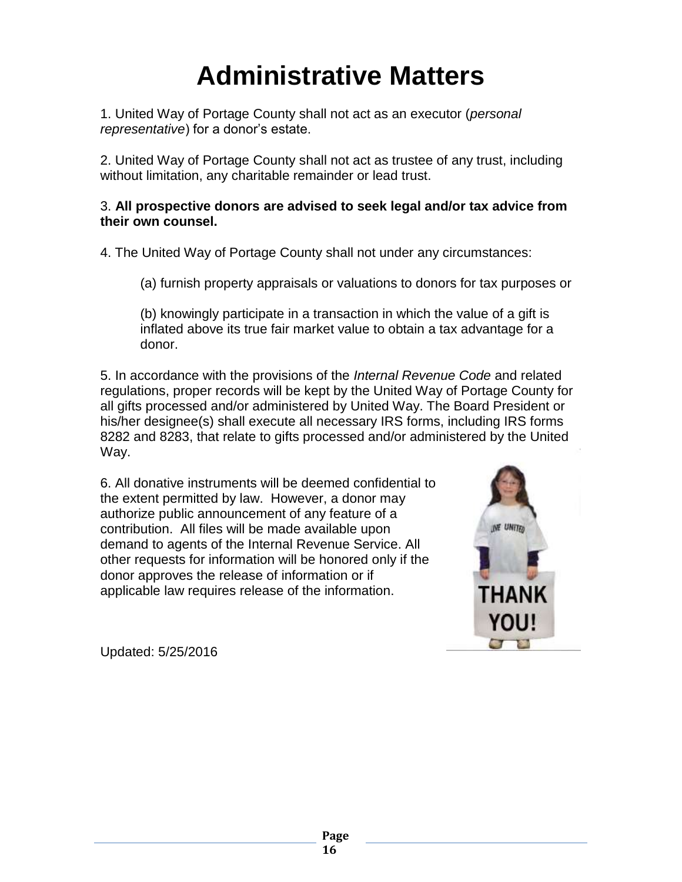# Administrative Matters

1. United Way of Portage County shall not act as an executor (*personal representative*) for a donor's estate.

2. United Way of Portage County shall not act as trustee of any trust, including without limitation, any charitable remainder or lead trust.

3. **All prospective donors are advised to seek legal and/or tax advice from their own counsel.**

4. The United Way of Portage County shall not under any circumstances:

   (a) furnish property appraisals or valuations to donors for tax purposes or

   (b) knowingly participate in a transaction in which the value of a gift is inflated above its true fair market value to obtain a tax advantage for a donor.

5. In accordance with the provisions of the *Internal Revenue Code* and related regulations, proper records will be kept by the United Way of Portage County for all gifts processed and/or administered by United Way. The Board President or his/her designee(s) shall execute all necessary IRS forms, including IRS forms 8282 and 8283, that relate to gifts processed and/or administered by the United Way.

6. All donative instruments will be deemed confidential to the extent permitted by law. However, a donor may authorize public announcement of any feature of a contribution. All files will be made available upon demand to agents of the Internal Revenue Service. All other requests for information will be honored only if the donor approves the release of information or if applicable law requires release of the information.

Updated: 5/25/2016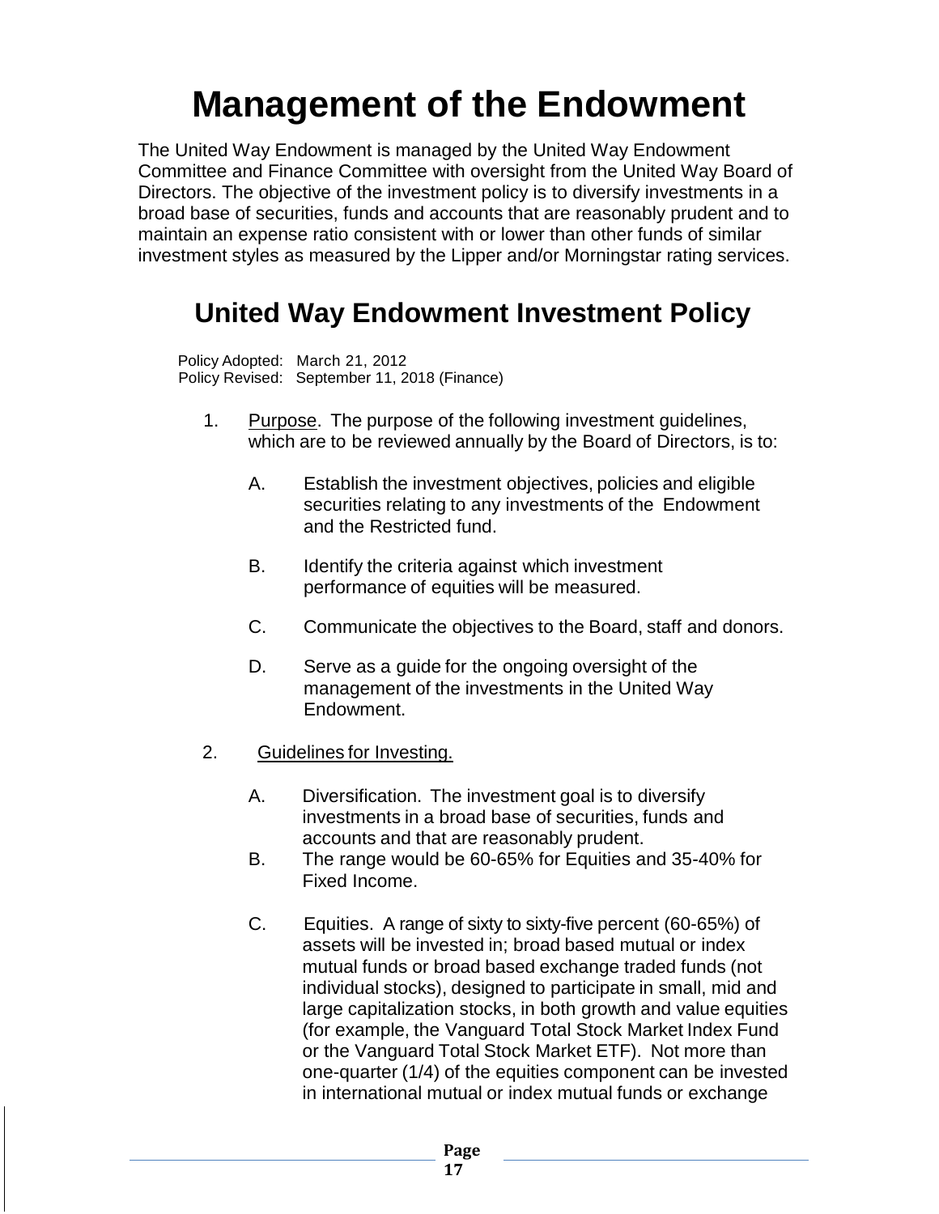# Management of the Endowment

The United Way Endowment is managed by the United Way Endowment Committee and Finance Committee with oversight from the United Way Board of Directors. The objective of the investment policy is to diversify investments in a broad base of securities, funds and accounts that are reasonably prudent and to maintain an expense ratio consistent with or lower than other funds of similar investment styles as measured by the Lipper and/or Morningstar rating services.

## United Way Endowment Investment Policy

Policy Adopted: March 21, 2012
Policy Revised: September 11, 2018 (Finance)

1. Purpose. The purpose of the following investment guidelines, which are to be reviewed annually by the Board of Directors, is to:

   A. Establish the investment objectives, policies and eligible securities relating to any investments of the Endowment and the Restricted fund.

   B. Identify the criteria against which investment performance of equities will be measured.

   C. Communicate the objectives to the Board, staff and donors.

   D. Serve as a guide for the ongoing oversight of the management of the investments in the United Way Endowment.

2. Guidelines for Investing.

   A. Diversification. The investment goal is to diversify investments in a broad base of securities, funds and accounts and that are reasonably prudent.

   B. The range would be 60-65% for Equities and 35-40% for Fixed Income.

   C. Equities. A range of sixty to sixty-five percent (60-65%) of assets will be invested in; broad based mutual or index mutual funds or broad based exchange traded funds (not individual stocks), designed to participate in small, mid and large capitalization stocks, in both growth and value equities (for example, the Vanguard Total Stock Market Index Fund or the Vanguard Total Stock Market ETF). Not more than one-quarter (1/4) of the equities component can be invested in international mutual or index mutual funds or exchange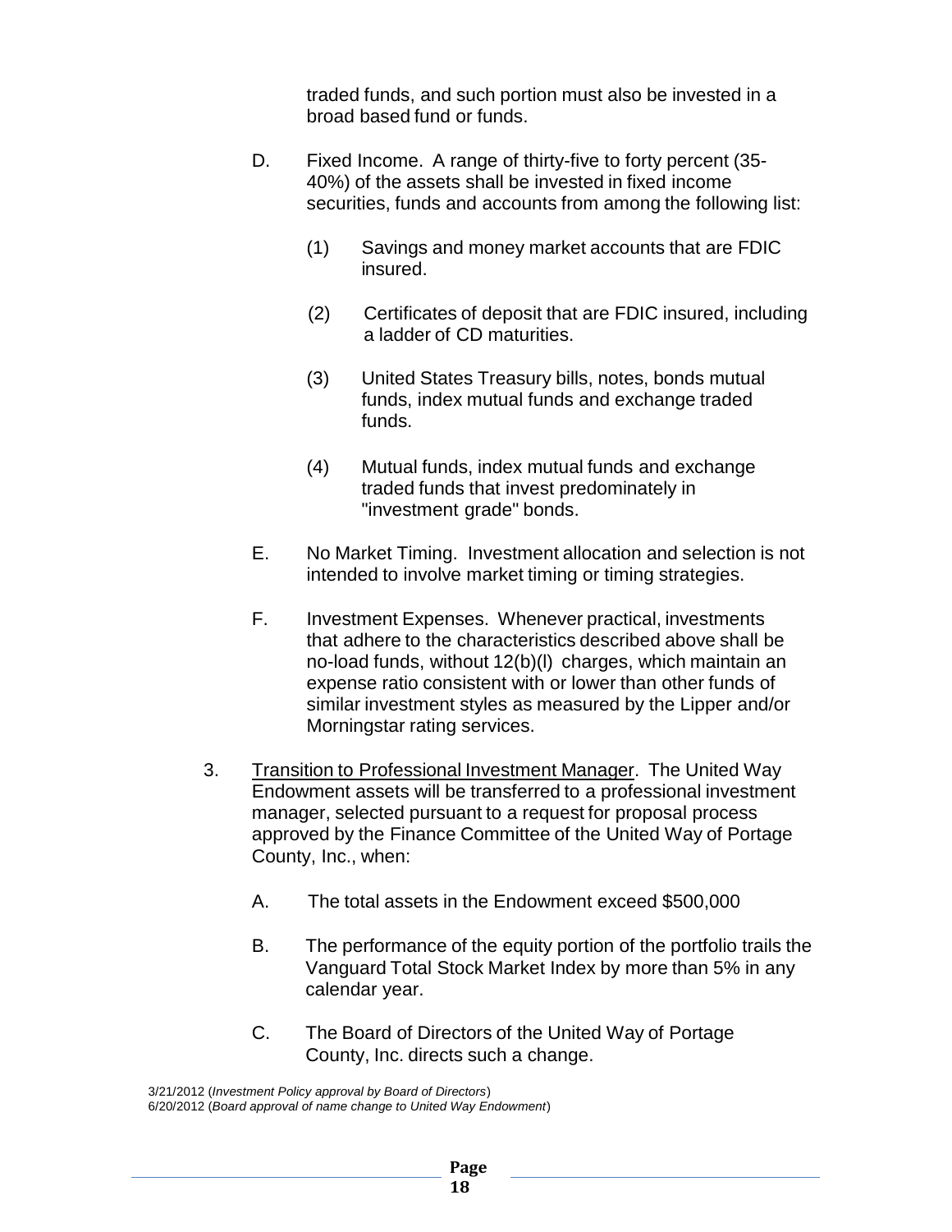traded funds, and such portion must also be invested in a broad based fund or funds.

D. Fixed Income. A range of thirty-five to forty percent (35-40%) of the assets shall be invested in fixed income securities, funds and accounts from among the following list:

   (1) Savings and money market accounts that are FDIC insured.

   (2) Certificates of deposit that are FDIC insured, including a ladder of CD maturities.

   (3) United States Treasury bills, notes, bonds mutual funds, index mutual funds and exchange traded funds.

   (4) Mutual funds, index mutual funds and exchange traded funds that invest predominately in "investment grade" bonds.

E. No Market Timing. Investment allocation and selection is not intended to involve market timing or timing strategies.

F. Investment Expenses. Whenever practical, investments that adhere to the characteristics described above shall be no-load funds, without 12(b)(l) charges, which maintain an expense ratio consistent with or lower than other funds of similar investment styles as measured by the Lipper and/or Morningstar rating services.

3. Transition to Professional Investment Manager. The United Way Endowment assets will be transferred to a professional investment manager, selected pursuant to a request for proposal process approved by the Finance Committee of the United Way of Portage County, Inc., when:

   A. The total assets in the Endowment exceed $500,000

   B. The performance of the equity portion of the portfolio trails the Vanguard Total Stock Market Index by more than 5% in any calendar year.

   C. The Board of Directors of the United Way of Portage County, Inc. directs such a change.

3/21/2012 (*Investment Policy approval by Board of Directors*)
6/20/2012 (*Board approval of name change to United Way Endowment*)